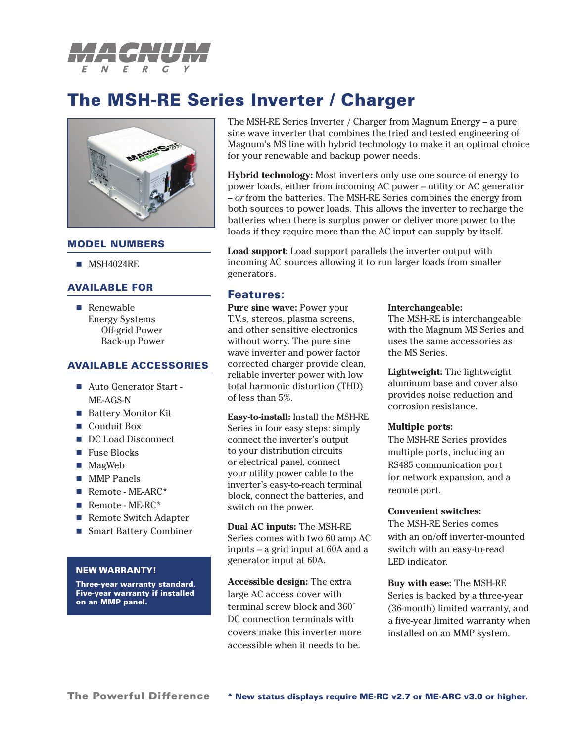MAGNUM ENERGY

# The MSH-RE Series Inverter / Charger

## MODEL NUMBERS

- MSH4024RE

## AVAILABLE FOR

- Renewable Energy Systems
  - Off-grid Power
  - Back-up Power

## AVAILABLE ACCESSORIES

- Auto Generator Start - ME-AGS-N
- Battery Monitor Kit
- Conduit Box
- DC Load Disconnect
- Fuse Blocks
- MagWeb
- MMP Panels
- Remote - ME-ARC*
- Remote - ME-RC*
- Remote Switch Adapter
- Smart Battery Combiner

**NEW WARRANTY!**

**Three-year warranty standard. Five-year warranty if installed on an MMP panel.**

The MSH-RE Series Inverter / Charger from Magnum Energy – a pure sine wave inverter that combines the tried and tested engineering of Magnum's MS line with hybrid technology to make it an optimal choice for your renewable and backup power needs.

**Hybrid technology:** Most inverters only use one source of energy to power loads, either from incoming AC power – utility or AC generator – *or* from the batteries. The MSH-RE Series combines the energy from both sources to power loads. This allows the inverter to recharge the batteries when there is surplus power or deliver more power to the loads if they require more than the AC input can supply by itself.

**Load support:** Load support parallels the inverter output with incoming AC sources allowing it to run larger loads from smaller generators.

## Features:

**Pure sine wave:** Power your T.V.s, stereos, plasma screens, and other sensitive electronics without worry. The pure sine wave inverter and power factor corrected charger provide clean, reliable inverter power with low total harmonic distortion (THD) of less than 5%.

**Easy-to-install:** Install the MSH-RE Series in four easy steps: simply connect the inverter's output to your distribution circuits or electrical panel, connect your utility power cable to the inverter's easy-to-reach terminal block, connect the batteries, and switch on the power.

**Dual AC inputs:** The MSH-RE Series comes with two 60 amp AC inputs – a grid input at 60A and a generator input at 60A.

**Accessible design:** The extra large AC access cover with terminal screw block and 360° DC connection terminals with covers make this inverter more accessible when it needs to be.

**Interchangeable:** The MSH-RE is interchangeable with the Magnum MS Series and uses the same accessories as the MS Series.

**Lightweight:** The lightweight aluminum base and cover also provides noise reduction and corrosion resistance.

**Multiple ports:** The MSH-RE Series provides multiple ports, including an RS485 communication port for network expansion, and a remote port.

**Convenient switches:** The MSH-RE Series comes with an on/off inverter-mounted switch with an easy-to-read LED indicator.

**Buy with ease:** The MSH-RE Series is backed by a three-year (36-month) limited warranty, and a five-year limited warranty when installed on an MMP system.

The Powerful Difference

**\* New status displays require ME-RC v2.7 or ME-ARC v3.0 or higher.**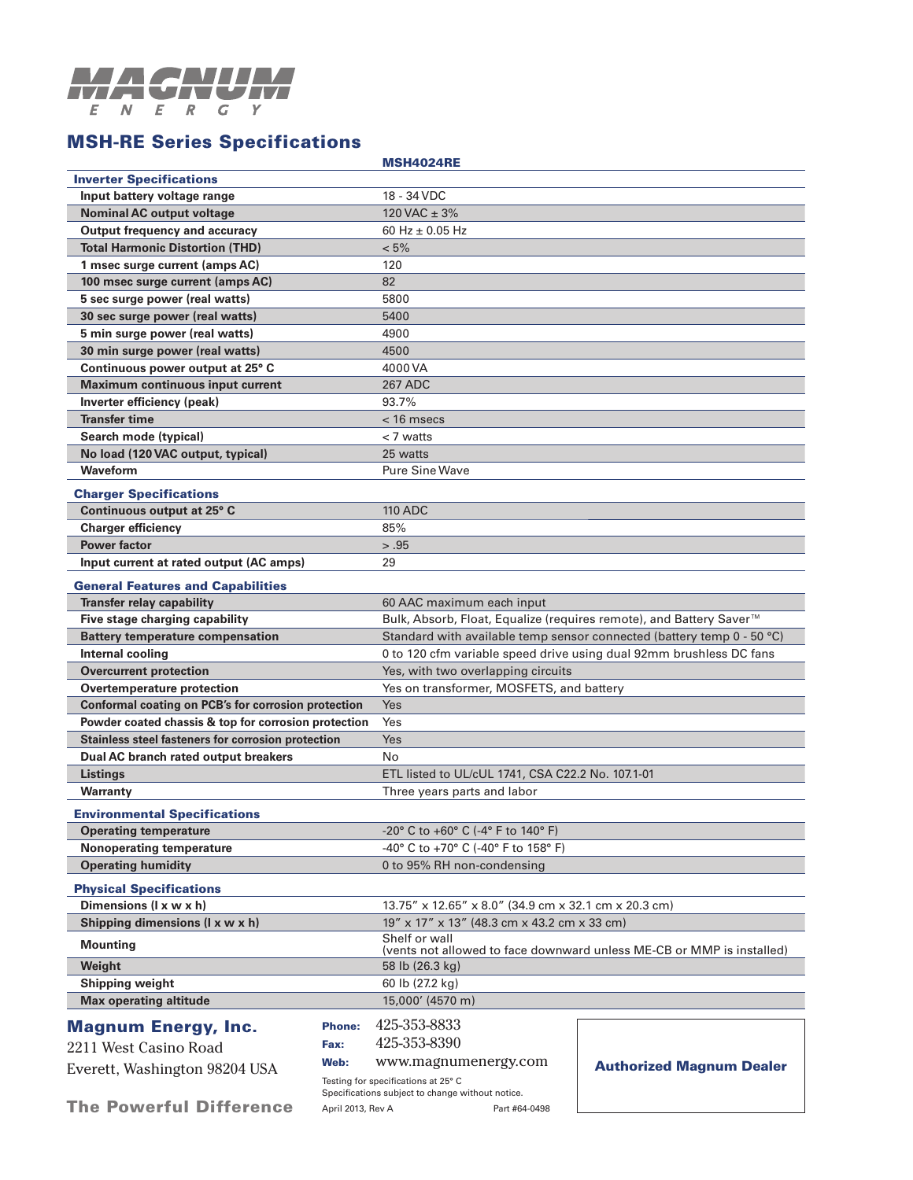MAGNUM ENERGY

## MSH-RE Series Specifications

| | MSH4024RE |
|---|---|
| **Inverter Specifications** | |
| Input battery voltage range | 18 - 34 VDC |
| Nominal AC output voltage | 120 VAC ± 3% |
| Output frequency and accuracy | 60 Hz ± 0.05 Hz |
| Total Harmonic Distortion (THD) | < 5% |
| 1 msec surge current (amps AC) | 120 |
| 100 msec surge current (amps AC) | 82 |
| 5 sec surge power (real watts) | 5800 |
| 30 sec surge power (real watts) | 5400 |
| 5 min surge power (real watts) | 4900 |
| 30 min surge power (real watts) | 4500 |
| Continuous power output at 25° C | 4000 VA |
| Maximum continuous input current | 267 ADC |
| Inverter efficiency (peak) | 93.7% |
| Transfer time | < 16 msecs |
| Search mode (typical) | < 7 watts |
| No load (120 VAC output, typical) | 25 watts |
| Waveform | Pure Sine Wave |
| **Charger Specifications** | |
| Continuous output at 25° C | 110 ADC |
| Charger efficiency | 85% |
| Power factor | > .95 |
| Input current at rated output (AC amps) | 29 |
| **General Features and Capabilities** | |
| Transfer relay capability | 60 AAC maximum each input |
| Five stage charging capability | Bulk, Absorb, Float, Equalize (requires remote), and Battery Saver™ |
| Battery temperature compensation | Standard with available temp sensor connected (battery temp 0 - 50 °C) |
| Internal cooling | 0 to 120 cfm variable speed drive using dual 92mm brushless DC fans |
| Overcurrent protection | Yes, with two overlapping circuits |
| Overtemperature protection | Yes on transformer, MOSFETS, and battery |
| Conformal coating on PCB's for corrosion protection | Yes |
| Powder coated chassis & top for corrosion protection | Yes |
| Stainless steel fasteners for corrosion protection | Yes |
| Dual AC branch rated output breakers | No |
| Listings | ETL listed to UL/cUL 1741, CSA C22.2 No. 107.1-01 |
| Warranty | Three years parts and labor |
| **Environmental Specifications** | |
| Operating temperature | -20° C to +60° C (-4° F to 140° F) |
| Nonoperating temperature | -40° C to +70° C (-40° F to 158° F) |
| Operating humidity | 0 to 95% RH non-condensing |
| **Physical Specifications** | |
| Dimensions (l x w x h) | 13.75" x 12.65" x 8.0" (34.9 cm x 32.1 cm x 20.3 cm) |
| Shipping dimensions (l x w x h) | 19" x 17" x 13" (48.3 cm x 43.2 cm x 33 cm) |
| Mounting | Shelf or wall (vents not allowed to face downward unless ME-CB or MMP is installed) |
| Weight | 58 lb (26.3 kg) |
| Shipping weight | 60 lb (27.2 kg) |
| Max operating altitude | 15,000' (4570 m) |

**Magnum Energy, Inc.**
2211 West Casino Road
Everett, Washington 98204 USA

**The Powerful Difference**

**Phone:** 425-353-8833
**Fax:** 425-353-8390
**Web:** www.magnumenergy.com

Testing for specifications at 25° C
Specifications subject to change without notice.

April 2013, Rev A Part #64-0498

**Authorized Magnum Dealer**